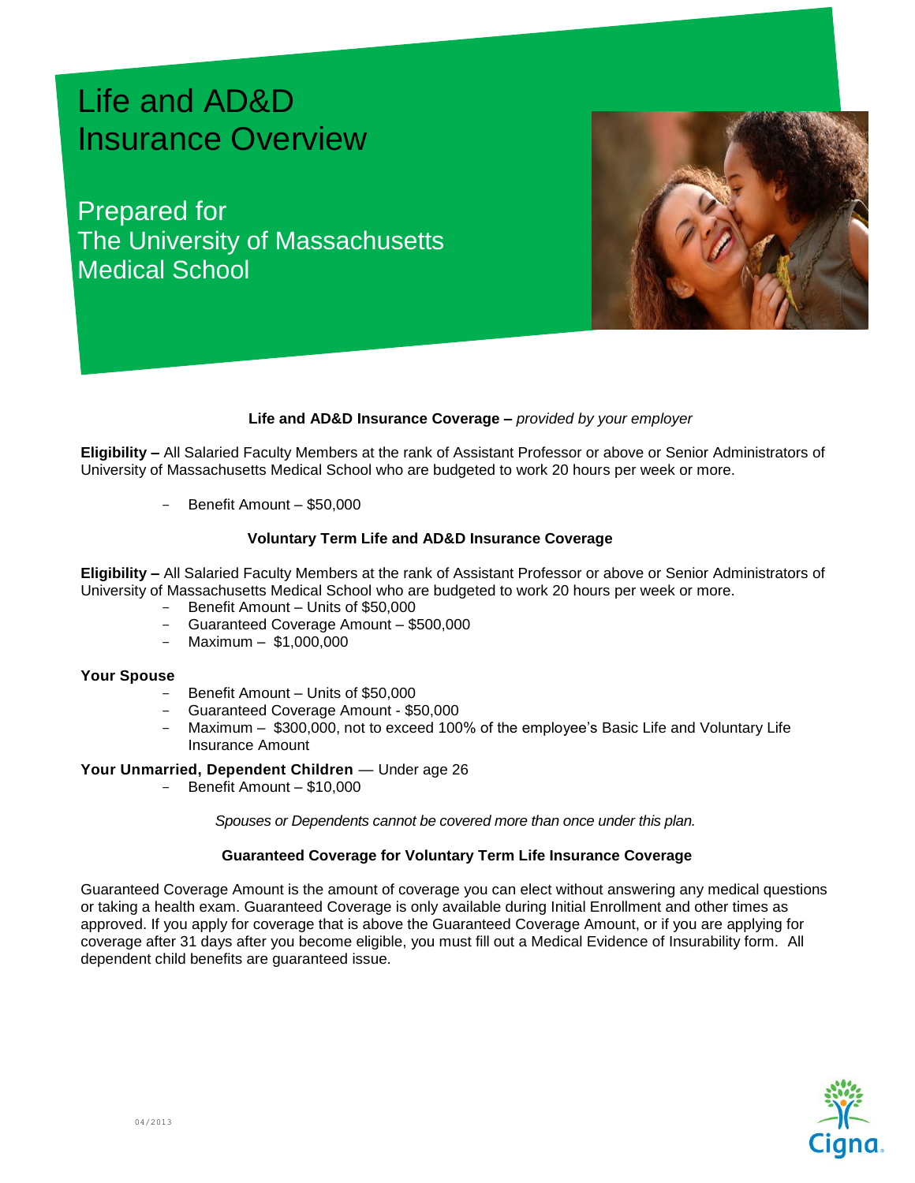# Life and AD&D Insurance Overview

## Prepared for The University of Massachusetts Medical School

### Life and AD&D Insurance Coverage – *provided by your employer*

**Eligibility –** All Salaried Faculty Members at the rank of Assistant Professor or above or Senior Administrators of University of Massachusetts Medical School who are budgeted to work 20 hours per week or more.

- Benefit Amount – $50,000

### Voluntary Term Life and AD&D Insurance Coverage

**Eligibility –** All Salaried Faculty Members at the rank of Assistant Professor or above or Senior Administrators of University of Massachusetts Medical School who are budgeted to work 20 hours per week or more.

- Benefit Amount – Units of $50,000
- Guaranteed Coverage Amount – $500,000
- Maximum – $1,000,000

**Your Spouse**

- Benefit Amount – Units of $50,000
- Guaranteed Coverage Amount - $50,000
- Maximum – $300,000, not to exceed 100% of the employee's Basic Life and Voluntary Life Insurance Amount

**Your Unmarried, Dependent Children** — Under age 26

- Benefit Amount – $10,000

*Spouses or Dependents cannot be covered more than once under this plan.*

### Guaranteed Coverage for Voluntary Term Life Insurance Coverage

Guaranteed Coverage Amount is the amount of coverage you can elect without answering any medical questions or taking a health exam. Guaranteed Coverage is only available during Initial Enrollment and other times as approved. If you apply for coverage that is above the Guaranteed Coverage Amount, or if you are applying for coverage after 31 days after you become eligible, you must fill out a Medical Evidence of Insurability form. All dependent child benefits are guaranteed issue.

04/2013

Cigna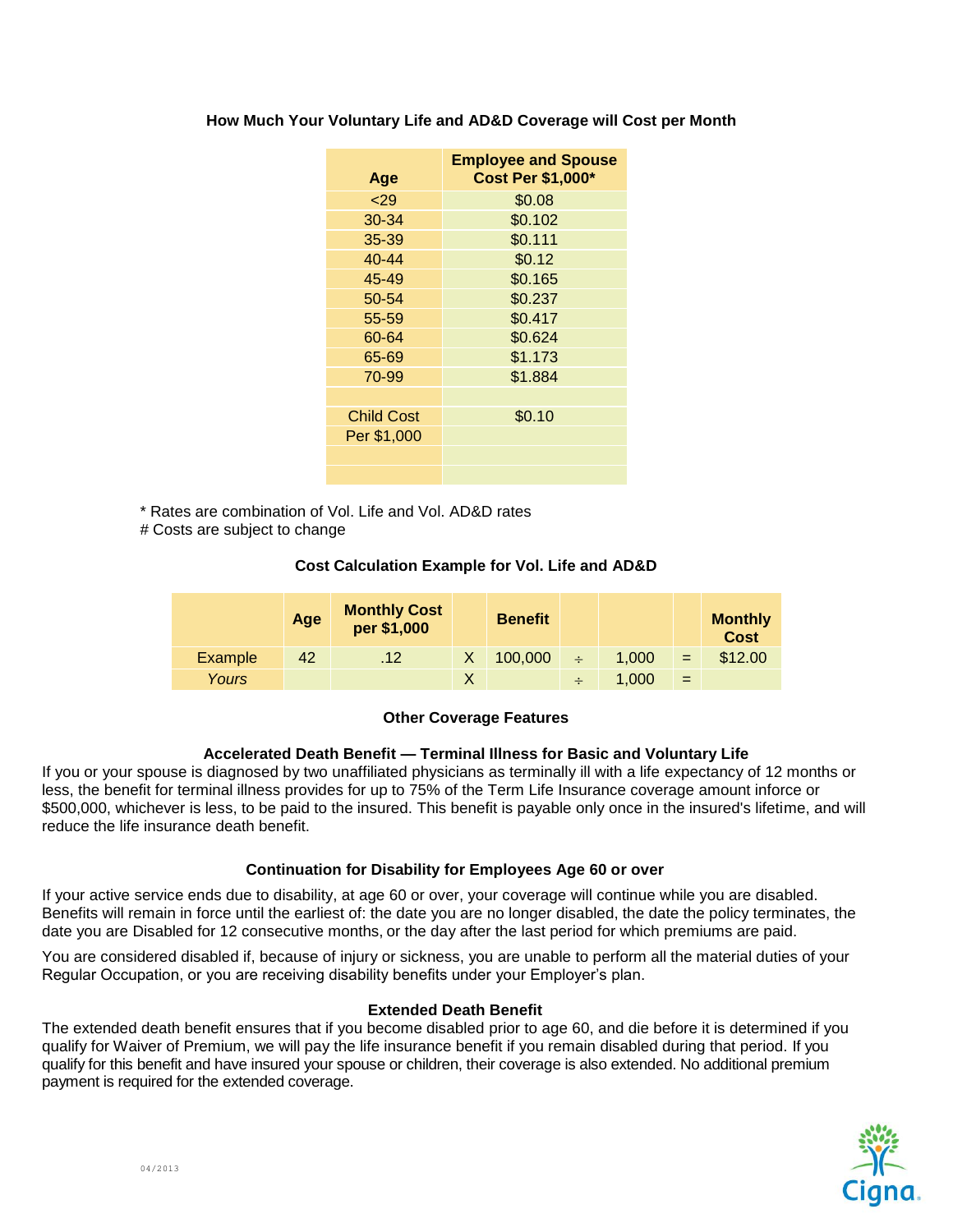### How Much Your Voluntary Life and AD&D Coverage will Cost per Month

| Age | Employee and Spouse Cost Per $1,000* |
|---|---|
| <29 | $0.08 |
| 30-34 | $0.102 |
| 35-39 | $0.111 |
| 40-44 | $0.12 |
| 45-49 | $0.165 |
| 50-54 | $0.237 |
| 55-59 | $0.417 |
| 60-64 | $0.624 |
| 65-69 | $1.173 |
| 70-99 | $1.884 |
| | |
| Child Cost Per $1,000 | $0.10 |

\* Rates are combination of Vol. Life and Vol. AD&D rates
# Costs are subject to change

### Cost Calculation Example for Vol. Life and AD&D

| | Age | Monthly Cost per $1,000 | | Benefit | | | | Monthly Cost |
|---|---|---|---|---|---|---|---|---|
| Example | 42 | .12 | X | 100,000 | ÷ | 1,000 | = | $12.00 |
| *Yours* | | | X | | ÷ | 1,000 | = | |

### Other Coverage Features

#### Accelerated Death Benefit — Terminal Illness for Basic and Voluntary Life

If you or your spouse is diagnosed by two unaffiliated physicians as terminally ill with a life expectancy of 12 months or less, the benefit for terminal illness provides for up to 75% of the Term Life Insurance coverage amount inforce or $500,000, whichever is less, to be paid to the insured. This benefit is payable only once in the insured's lifetime, and will reduce the life insurance death benefit.

#### Continuation for Disability for Employees Age 60 or over

If your active service ends due to disability, at age 60 or over, your coverage will continue while you are disabled. Benefits will remain in force until the earliest of: the date you are no longer disabled, the date the policy terminates, the date you are Disabled for 12 consecutive months, or the day after the last period for which premiums are paid.

You are considered disabled if, because of injury or sickness, you are unable to perform all the material duties of your Regular Occupation, or you are receiving disability benefits under your Employer's plan.

#### Extended Death Benefit

The extended death benefit ensures that if you become disabled prior to age 60, and die before it is determined if you qualify for Waiver of Premium, we will pay the life insurance benefit if you remain disabled during that period. If you qualify for this benefit and have insured your spouse or children, their coverage is also extended. No additional premium payment is required for the extended coverage.

04/2013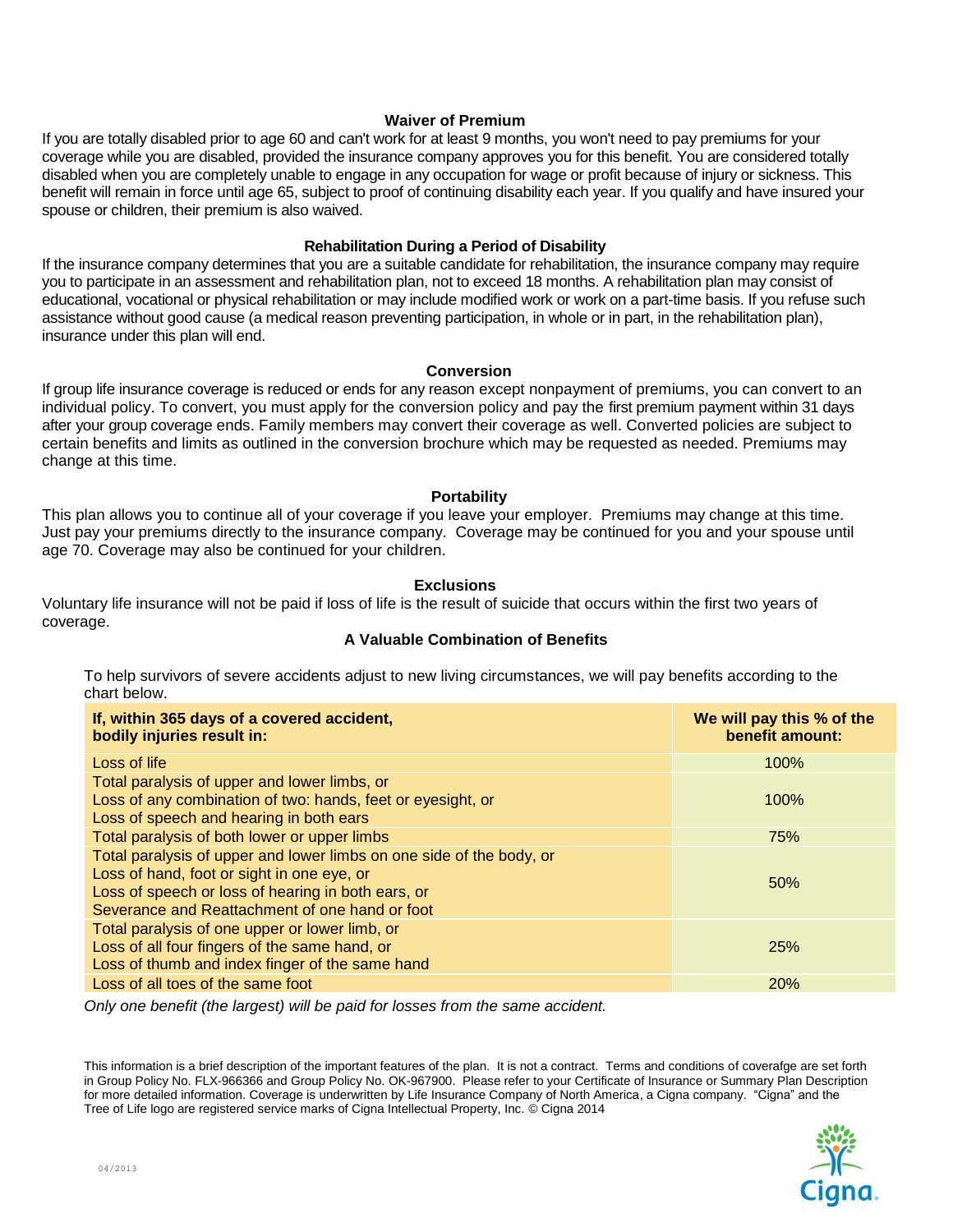### Waiver of Premium

If you are totally disabled prior to age 60 and can't work for at least 9 months, you won't need to pay premiums for your coverage while you are disabled, provided the insurance company approves you for this benefit. You are considered totally disabled when you are completely unable to engage in any occupation for wage or profit because of injury or sickness. This benefit will remain in force until age 65, subject to proof of continuing disability each year. If you qualify and have insured your spouse or children, their premium is also waived.

### Rehabilitation During a Period of Disability

If the insurance company determines that you are a suitable candidate for rehabilitation, the insurance company may require you to participate in an assessment and rehabilitation plan, not to exceed 18 months. A rehabilitation plan may consist of educational, vocational or physical rehabilitation or may include modified work or work on a part-time basis. If you refuse such assistance without good cause (a medical reason preventing participation, in whole or in part, in the rehabilitation plan), insurance under this plan will end.

### Conversion

If group life insurance coverage is reduced or ends for any reason except nonpayment of premiums, you can convert to an individual policy. To convert, you must apply for the conversion policy and pay the first premium payment within 31 days after your group coverage ends. Family members may convert their coverage as well. Converted policies are subject to certain benefits and limits as outlined in the conversion brochure which may be requested as needed. Premiums may change at this time.

### Portability

This plan allows you to continue all of your coverage if you leave your employer. Premiums may change at this time. Just pay your premiums directly to the insurance company. Coverage may be continued for you and your spouse until age 70. Coverage may also be continued for your children.

### Exclusions

Voluntary life insurance will not be paid if loss of life is the result of suicide that occurs within the first two years of coverage.

### A Valuable Combination of Benefits

To help survivors of severe accidents adjust to new living circumstances, we will pay benefits according to the chart below.

| If, within 365 days of a covered accident, bodily injuries result in: | We will pay this % of the benefit amount: |
|---|---|
| Loss of life | 100% |
| Total paralysis of upper and lower limbs, or<br>Loss of any combination of two: hands, feet or eyesight, or<br>Loss of speech and hearing in both ears | 100% |
| Total paralysis of both lower or upper limbs | 75% |
| Total paralysis of upper and lower limbs on one side of the body, or<br>Loss of hand, foot or sight in one eye, or<br>Loss of speech or loss of hearing in both ears, or<br>Severance and Reattachment of one hand or foot | 50% |
| Total paralysis of one upper or lower limb, or<br>Loss of all four fingers of the same hand, or<br>Loss of thumb and index finger of the same hand | 25% |
| Loss of all toes of the same foot | 20% |

*Only one benefit (the largest) will be paid for losses from the same accident.*

This information is a brief description of the important features of the plan. It is not a contract. Terms and conditions of coverafge are set forth in Group Policy No. FLX-966366 and Group Policy No. OK-967900. Please refer to your Certificate of Insurance or Summary Plan Description for more detailed information. Coverage is underwritten by Life Insurance Company of North America, a Cigna company. "Cigna" and the Tree of Life logo are registered service marks of Cigna Intellectual Property, Inc. © Cigna 2014

04/2013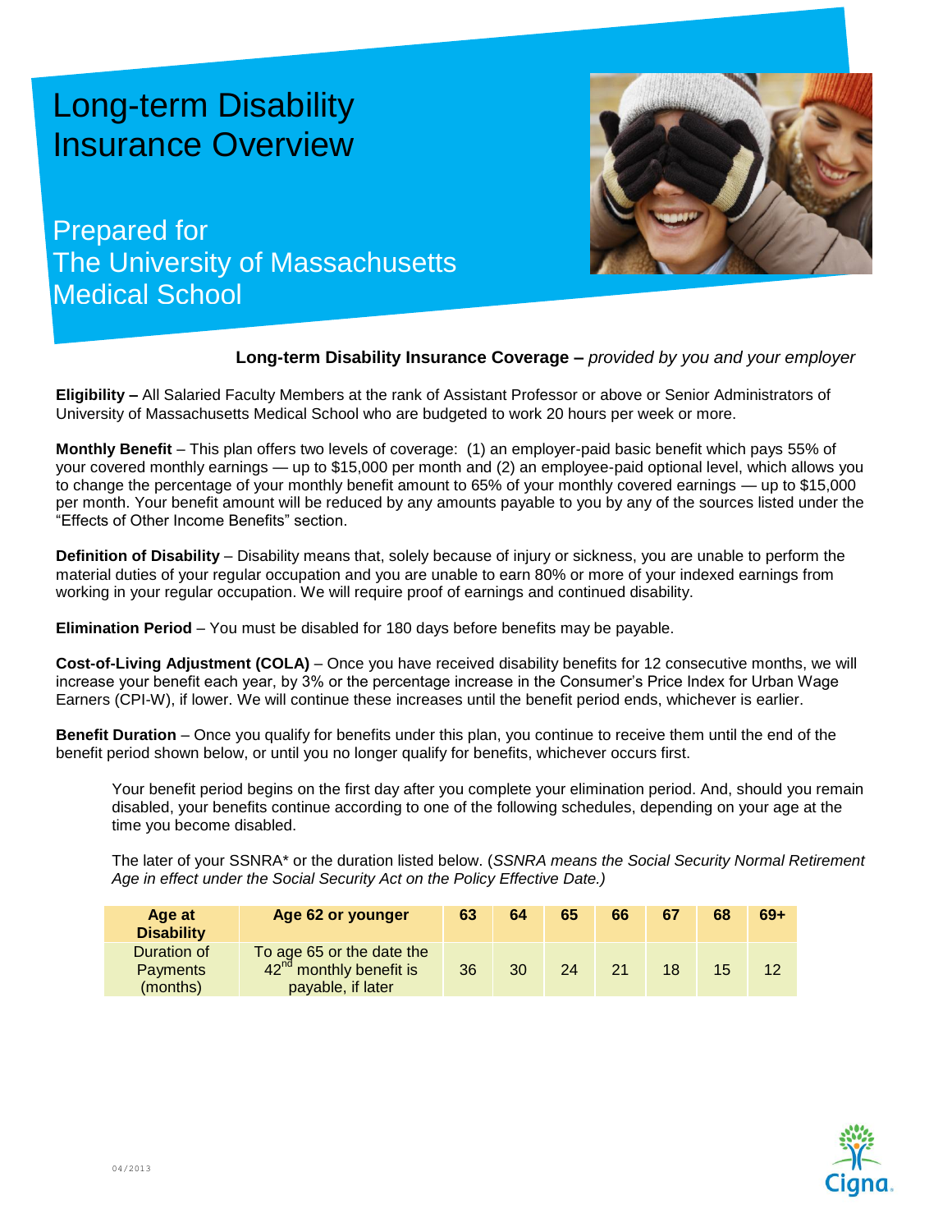# Long-term Disability Insurance Overview

## Prepared for The University of Massachusetts Medical School

**Long-term Disability Insurance Coverage –** *provided by you and your employer*

**Eligibility –** All Salaried Faculty Members at the rank of Assistant Professor or above or Senior Administrators of University of Massachusetts Medical School who are budgeted to work 20 hours per week or more.

**Monthly Benefit** – This plan offers two levels of coverage: (1) an employer-paid basic benefit which pays 55% of your covered monthly earnings — up to $15,000 per month and (2) an employee-paid optional level, which allows you to change the percentage of your monthly benefit amount to 65% of your monthly covered earnings — up to $15,000 per month. Your benefit amount will be reduced by any amounts payable to you by any of the sources listed under the "Effects of Other Income Benefits" section.

**Definition of Disability** – Disability means that, solely because of injury or sickness, you are unable to perform the material duties of your regular occupation and you are unable to earn 80% or more of your indexed earnings from working in your regular occupation. We will require proof of earnings and continued disability.

**Elimination Period** – You must be disabled for 180 days before benefits may be payable.

**Cost-of-Living Adjustment (COLA)** – Once you have received disability benefits for 12 consecutive months, we will increase your benefit each year, by 3% or the percentage increase in the Consumer's Price Index for Urban Wage Earners (CPI-W), if lower. We will continue these increases until the benefit period ends, whichever is earlier.

**Benefit Duration** – Once you qualify for benefits under this plan, you continue to receive them until the end of the benefit period shown below, or until you no longer qualify for benefits, whichever occurs first.

Your benefit period begins on the first day after you complete your elimination period. And, should you remain disabled, your benefits continue according to one of the following schedules, depending on your age at the time you become disabled.

The later of your SSNRA* or the duration listed below. (*SSNRA means the Social Security Normal Retirement Age in effect under the Social Security Act on the Policy Effective Date.)*

| Age at Disability | Age 62 or younger | 63 | 64 | 65 | 66 | 67 | 68 | 69+ |
|---|---|---|---|---|---|---|---|---|
| Duration of Payments (months) | To age 65 or the date the 42nd monthly benefit is payable, if later | 36 | 30 | 24 | 21 | 18 | 15 | 12 |

04/2013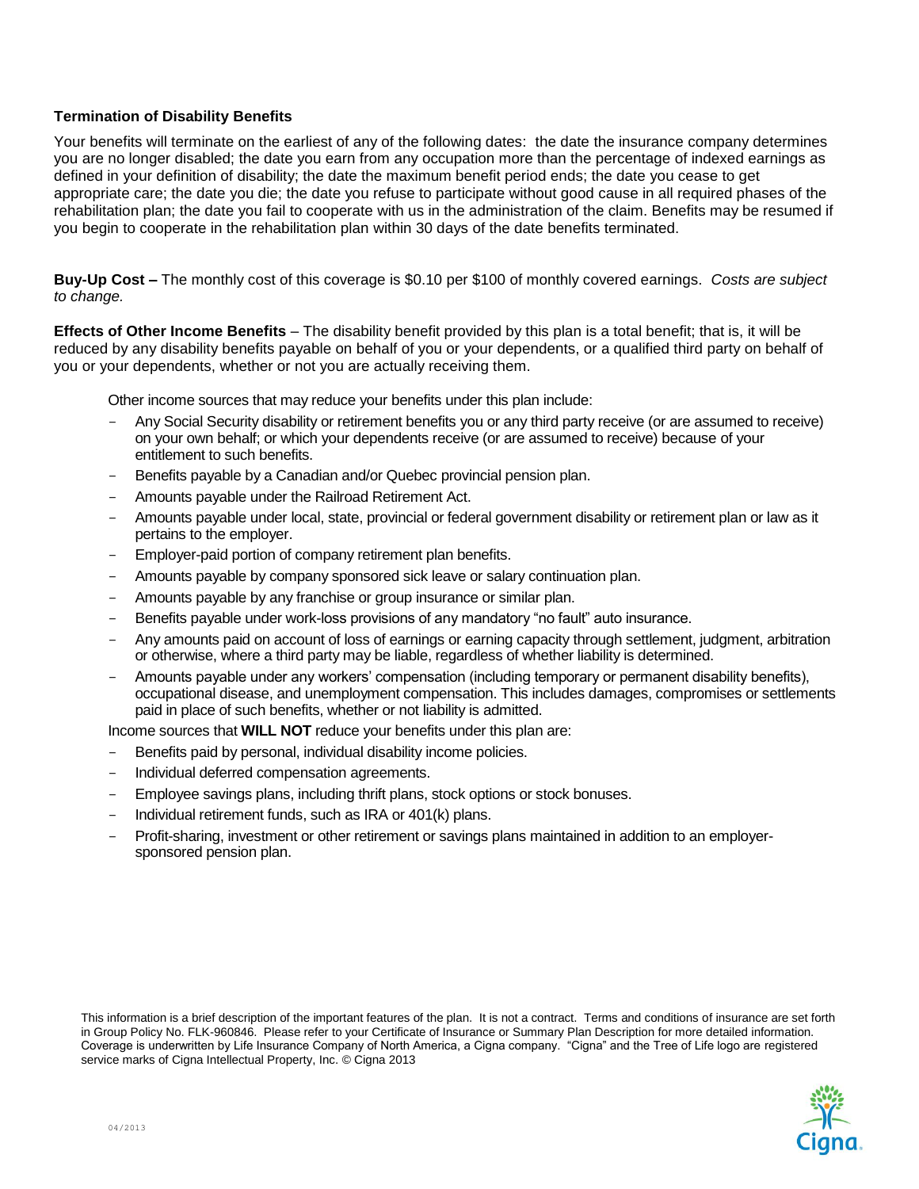**Termination of Disability Benefits**

Your benefits will terminate on the earliest of any of the following dates: the date the insurance company determines you are no longer disabled; the date you earn from any occupation more than the percentage of indexed earnings as defined in your definition of disability; the date the maximum benefit period ends; the date you cease to get appropriate care; the date you die; the date you refuse to participate without good cause in all required phases of the rehabilitation plan; the date you fail to cooperate with us in the administration of the claim. Benefits may be resumed if you begin to cooperate in the rehabilitation plan within 30 days of the date benefits terminated.

**Buy-Up Cost –** The monthly cost of this coverage is $0.10 per $100 of monthly covered earnings. *Costs are subject to change.*

**Effects of Other Income Benefits** – The disability benefit provided by this plan is a total benefit; that is, it will be reduced by any disability benefits payable on behalf of you or your dependents, or a qualified third party on behalf of you or your dependents, whether or not you are actually receiving them.

Other income sources that may reduce your benefits under this plan include:

- Any Social Security disability or retirement benefits you or any third party receive (or are assumed to receive) on your own behalf; or which your dependents receive (or are assumed to receive) because of your entitlement to such benefits.
- Benefits payable by a Canadian and/or Quebec provincial pension plan.
- Amounts payable under the Railroad Retirement Act.
- Amounts payable under local, state, provincial or federal government disability or retirement plan or law as it pertains to the employer.
- Employer-paid portion of company retirement plan benefits.
- Amounts payable by company sponsored sick leave or salary continuation plan.
- Amounts payable by any franchise or group insurance or similar plan.
- Benefits payable under work-loss provisions of any mandatory "no fault" auto insurance.
- Any amounts paid on account of loss of earnings or earning capacity through settlement, judgment, arbitration or otherwise, where a third party may be liable, regardless of whether liability is determined.
- Amounts payable under any workers' compensation (including temporary or permanent disability benefits), occupational disease, and unemployment compensation. This includes damages, compromises or settlements paid in place of such benefits, whether or not liability is admitted.

Income sources that **WILL NOT** reduce your benefits under this plan are:

- Benefits paid by personal, individual disability income policies.
- Individual deferred compensation agreements.
- Employee savings plans, including thrift plans, stock options or stock bonuses.
- Individual retirement funds, such as IRA or 401(k) plans.
- Profit-sharing, investment or other retirement or savings plans maintained in addition to an employer-sponsored pension plan.

This information is a brief description of the important features of the plan. It is not a contract. Terms and conditions of insurance are set forth in Group Policy No. FLK-960846. Please refer to your Certificate of Insurance or Summary Plan Description for more detailed information. Coverage is underwritten by Life Insurance Company of North America, a Cigna company. "Cigna" and the Tree of Life logo are registered service marks of Cigna Intellectual Property, Inc. © Cigna 2013

04/2013